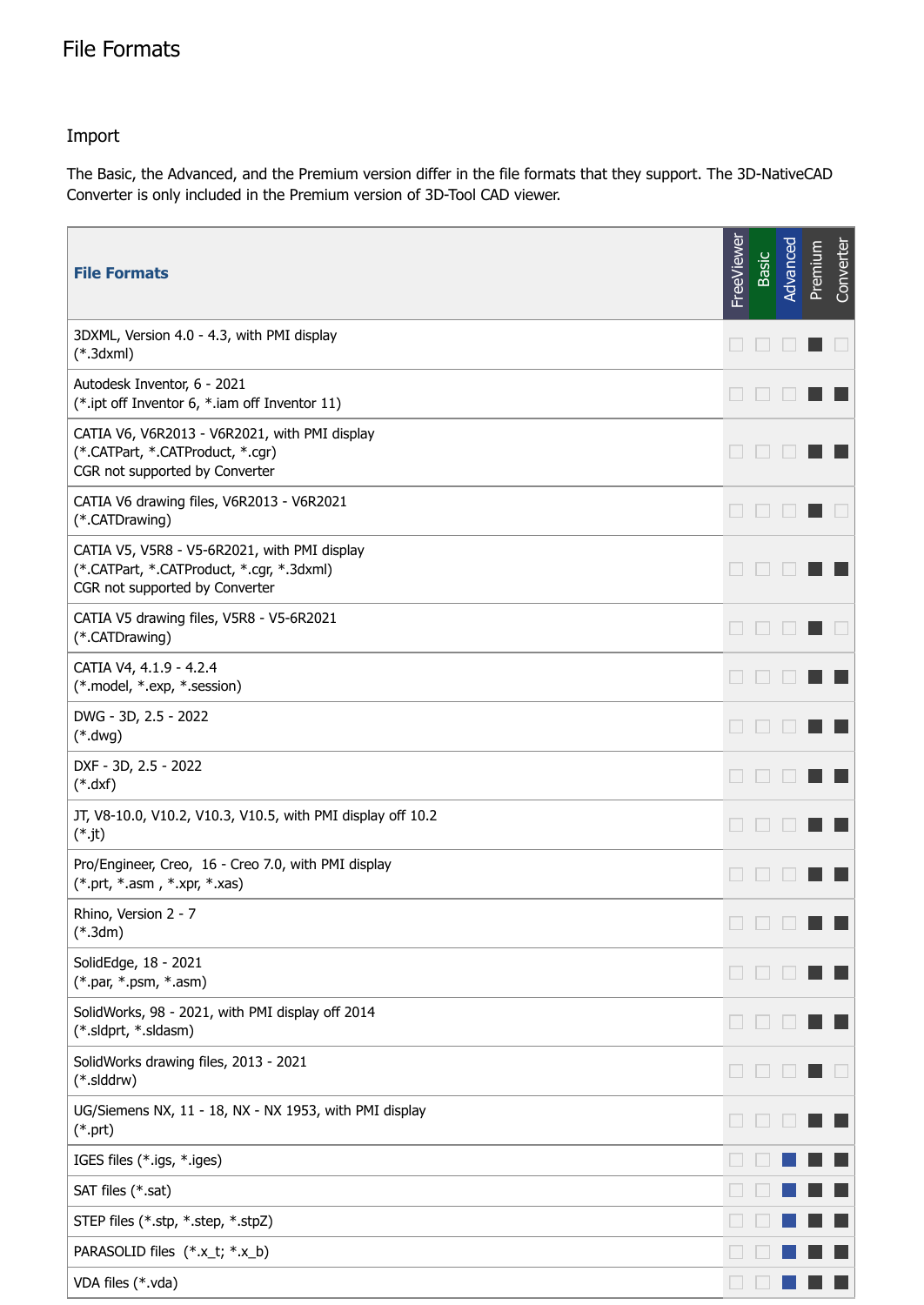# File Formats

## Import

The Basic, the Advanced, and the Premium version differ in the file formats that they support. The 3D-NativeCAD Converter is only included in the Premium version of 3D-Tool CAD viewer.

| File Formats | FreeViewer | Basic | Advanced | Premium | Converter |
|---|---|---|---|---|---|
| 3DXML, Version 4.0 - 4.3, with PMI display (*.3dxml) | | | | ■ | |
| Autodesk Inventor, 6 - 2021 (*.ipt off Inventor 6, *.iam off Inventor 11) | | | | ■ | ■ |
| CATIA V6, V6R2013 - V6R2021, with PMI display (*.CATPart, *.CATProduct, *.cgr) CGR not supported by Converter | | | | ■ | ■ |
| CATIA V6 drawing files, V6R2013 - V6R2021 (*.CATDrawing) | | | | ■ | |
| CATIA V5, V5R8 - V5-6R2021, with PMI display (*.CATPart, *.CATProduct, *.cgr, *.3dxml) CGR not supported by Converter | | | | ■ | ■ |
| CATIA V5 drawing files, V5R8 - V5-6R2021 (*.CATDrawing) | | | | ■ | |
| CATIA V4, 4.1.9 - 4.2.4 (*.model, *.exp, *.session) | | | | ■ | ■ |
| DWG - 3D, 2.5 - 2022 (*.dwg) | | | | ■ | ■ |
| DXF - 3D, 2.5 - 2022 (*.dxf) | | | | ■ | ■ |
| JT, V8-10.0, V10.2, V10.3, V10.5, with PMI display off 10.2 (*.jt) | | | | ■ | ■ |
| Pro/Engineer, Creo, 16 - Creo 7.0, with PMI display (*.prt, *.asm , *.xpr, *.xas) | | | | ■ | ■ |
| Rhino, Version 2 - 7 (*.3dm) | | | | ■ | ■ |
| SolidEdge, 18 - 2021 (*.par, *.psm, *.asm) | | | | ■ | ■ |
| SolidWorks, 98 - 2021, with PMI display off 2014 (*.sldprt, *.sldasm) | | | | ■ | ■ |
| SolidWorks drawing files, 2013 - 2021 (*.slddrw) | | | | ■ | |
| UG/Siemens NX, 11 - 18, NX - NX 1953, with PMI display (*.prt) | | | | ■ | ■ |
| IGES files (*.igs, *.iges) | | | ■ | ■ | ■ |
| SAT files (*.sat) | | | ■ | ■ | ■ |
| STEP files (*.stp, *.step, *.stpZ) | | | ■ | ■ | ■ |
| PARASOLID files (*.x_t; *.x_b) | | | ■ | ■ | ■ |
| VDA files (*.vda) | | | ■ | ■ | ■ |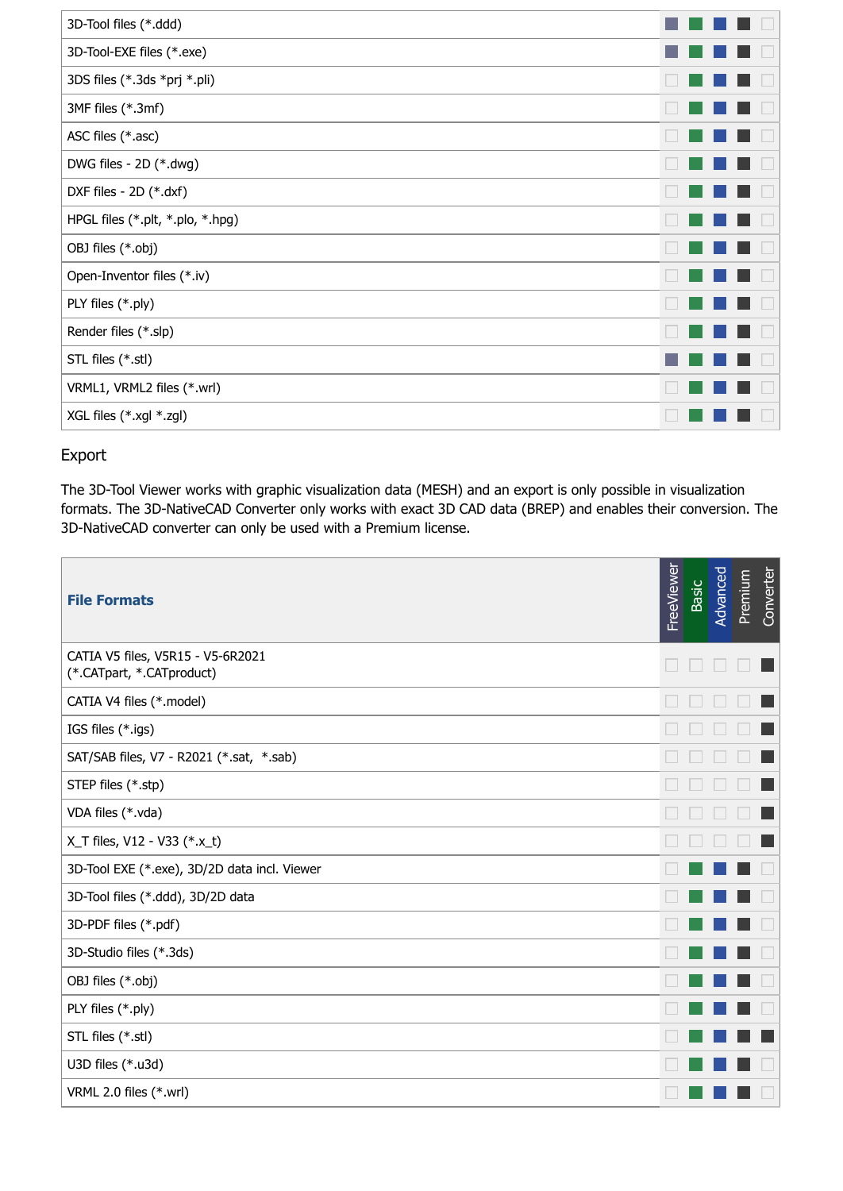| | | | | | |
|---|---|---|---|---|---|
| 3D-Tool files (*.ddd) | ■ | ■ | ■ | ■ | □ |
| 3D-Tool-EXE files (*.exe) | ■ | ■ | ■ | ■ | □ |
| 3DS files (*.3ds *prj *.pli) | □ | ■ | ■ | ■ | □ |
| 3MF files (*.3mf) | □ | ■ | ■ | ■ | □ |
| ASC files (*.asc) | □ | ■ | ■ | ■ | □ |
| DWG files - 2D (*.dwg) | □ | ■ | ■ | ■ | □ |
| DXF files - 2D (*.dxf) | □ | ■ | ■ | ■ | □ |
| HPGL files (*.plt, *.plo, *.hpg) | □ | ■ | ■ | ■ | □ |
| OBJ files (*.obj) | □ | ■ | ■ | ■ | □ |
| Open-Inventor files (*.iv) | □ | ■ | ■ | ■ | □ |
| PLY files (*.ply) | □ | ■ | ■ | ■ | □ |
| Render files (*.slp) | □ | ■ | ■ | ■ | □ |
| STL files (*.stl) | ■ | ■ | ■ | ■ | □ |
| VRML1, VRML2 files (*.wrl) | □ | ■ | ■ | ■ | □ |
| XGL files (*.xgl *.zgl) | □ | ■ | ■ | ■ | □ |

## Export

The 3D-Tool Viewer works with graphic visualization data (MESH) and an export is only possible in visualization formats. The 3D-NativeCAD Converter only works with exact 3D CAD data (BREP) and enables their conversion. The 3D-NativeCAD converter can only be used with a Premium license.

| **File Formats** | FreeViewer | Basic | Advanced | Premium | Converter |
|---|---|---|---|---|---|
| CATIA V5 files, V5R15 - V5-6R2021 (*.CATpart, *.CATproduct) | □ | □ | □ | □ | ■ |
| CATIA V4 files (*.model) | □ | □ | □ | □ | ■ |
| IGS files (*.igs) | □ | □ | □ | □ | ■ |
| SAT/SAB files, V7 - R2021 (*.sat, *.sab) | □ | □ | □ | □ | ■ |
| STEP files (*.stp) | □ | □ | □ | □ | ■ |
| VDA files (*.vda) | □ | □ | □ | □ | ■ |
| X_T files, V12 - V33 (*.x_t) | □ | □ | □ | □ | ■ |
| 3D-Tool EXE (*.exe), 3D/2D data incl. Viewer | □ | ■ | ■ | ■ | □ |
| 3D-Tool files (*.ddd), 3D/2D data | □ | ■ | ■ | ■ | □ |
| 3D-PDF files (*.pdf) | □ | ■ | ■ | ■ | □ |
| 3D-Studio files (*.3ds) | □ | ■ | ■ | ■ | □ |
| OBJ files (*.obj) | □ | ■ | ■ | ■ | □ |
| PLY files (*.ply) | □ | ■ | ■ | ■ | □ |
| STL files (*.stl) | □ | ■ | ■ | ■ | ■ |
| U3D files (*.u3d) | □ | ■ | ■ | ■ | □ |
| VRML 2.0 files (*.wrl) | □ | ■ | ■ | ■ | □ |